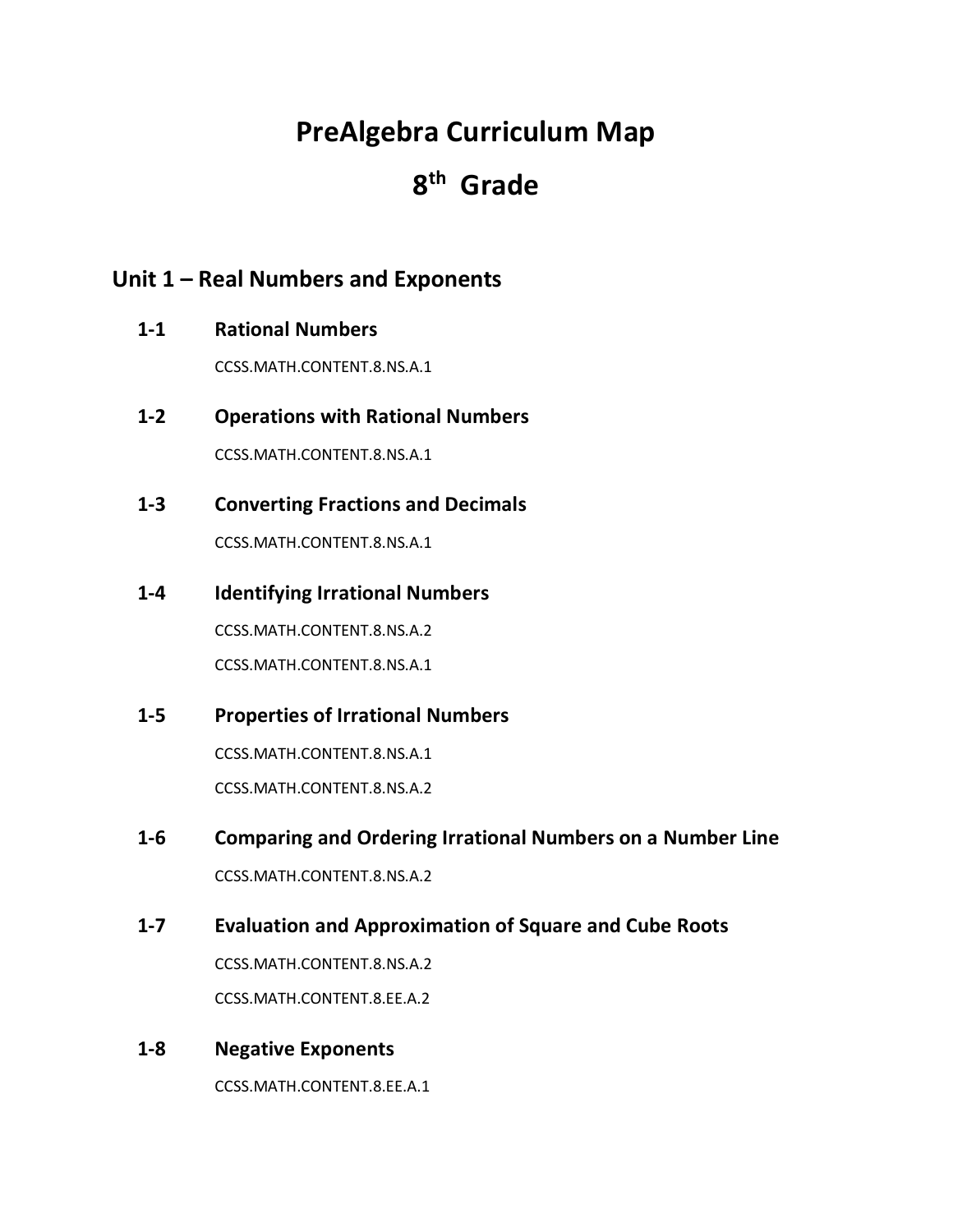# PreAlgebra Curriculum Map

# 8th Grade

## Unit 1 – Real Numbers and Exponents

### 1-1 Rational Numbers

CCSS.MATH.CONTENT.8.NS.A.1

### 1-2 Operations with Rational Numbers

CCSS.MATH.CONTENT.8.NS.A.1

### 1-3 Converting Fractions and Decimals

CCSS.MATH.CONTENT.8.NS.A.1

### 1-4 Identifying Irrational Numbers

CCSS.MATH.CONTENT.8.NS.A.2

CCSS.MATH.CONTENT.8.NS.A.1

### 1-5 Properties of Irrational Numbers

CCSS.MATH.CONTENT.8.NS.A.1

CCSS.MATH.CONTENT.8.NS.A.2

### 1-6 Comparing and Ordering Irrational Numbers on a Number Line

CCSS.MATH.CONTENT.8.NS.A.2

### 1-7 Evaluation and Approximation of Square and Cube Roots

CCSS.MATH.CONTENT.8.NS.A.2

CCSS.MATH.CONTENT.8.EE.A.2

### 1-8 Negative Exponents

CCSS.MATH.CONTENT.8.EE.A.1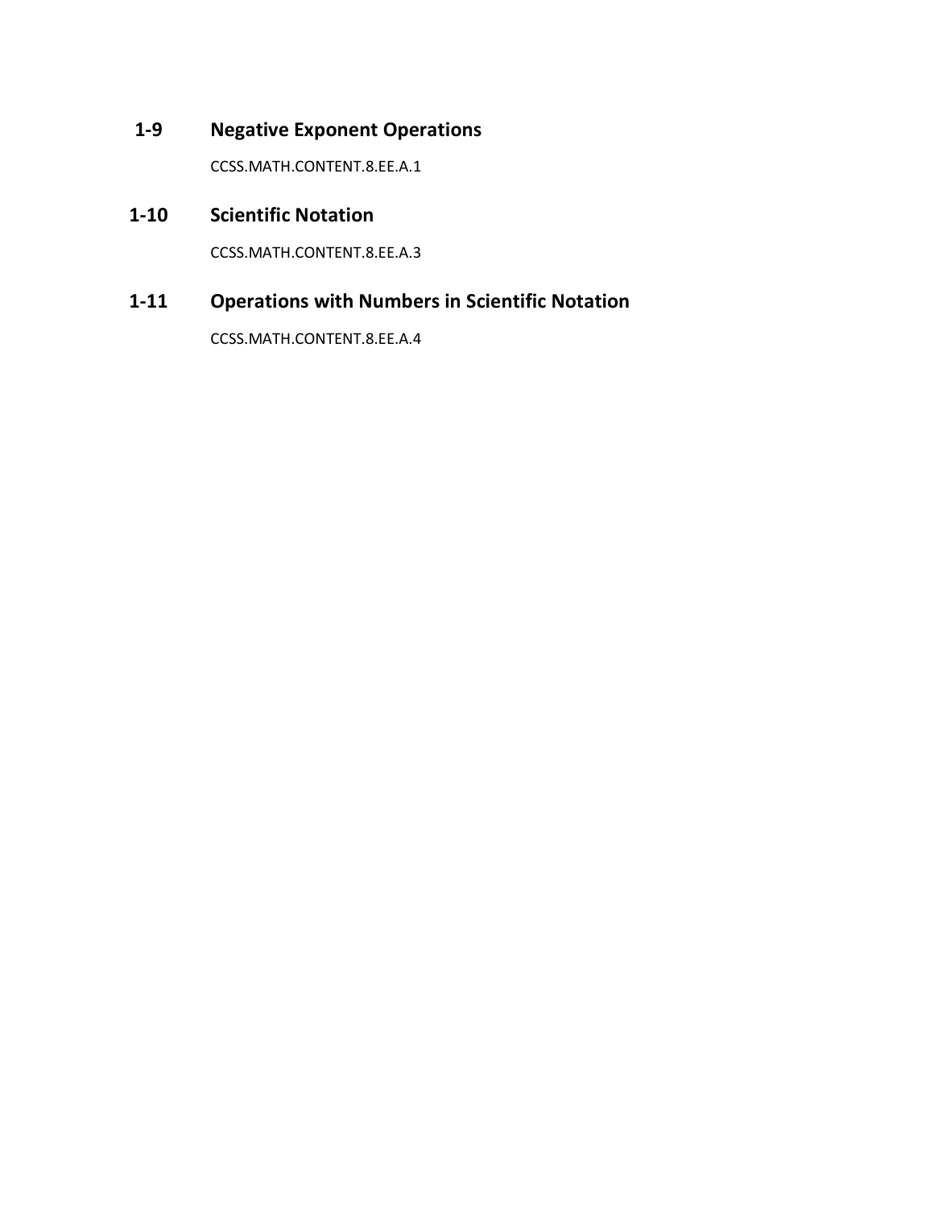## 1-9 Negative Exponent Operations

CCSS.MATH.CONTENT.8.EE.A.1

## 1-10 Scientific Notation

CCSS.MATH.CONTENT.8.EE.A.3

## 1-11 Operations with Numbers in Scientific Notation

CCSS.MATH.CONTENT.8.EE.A.4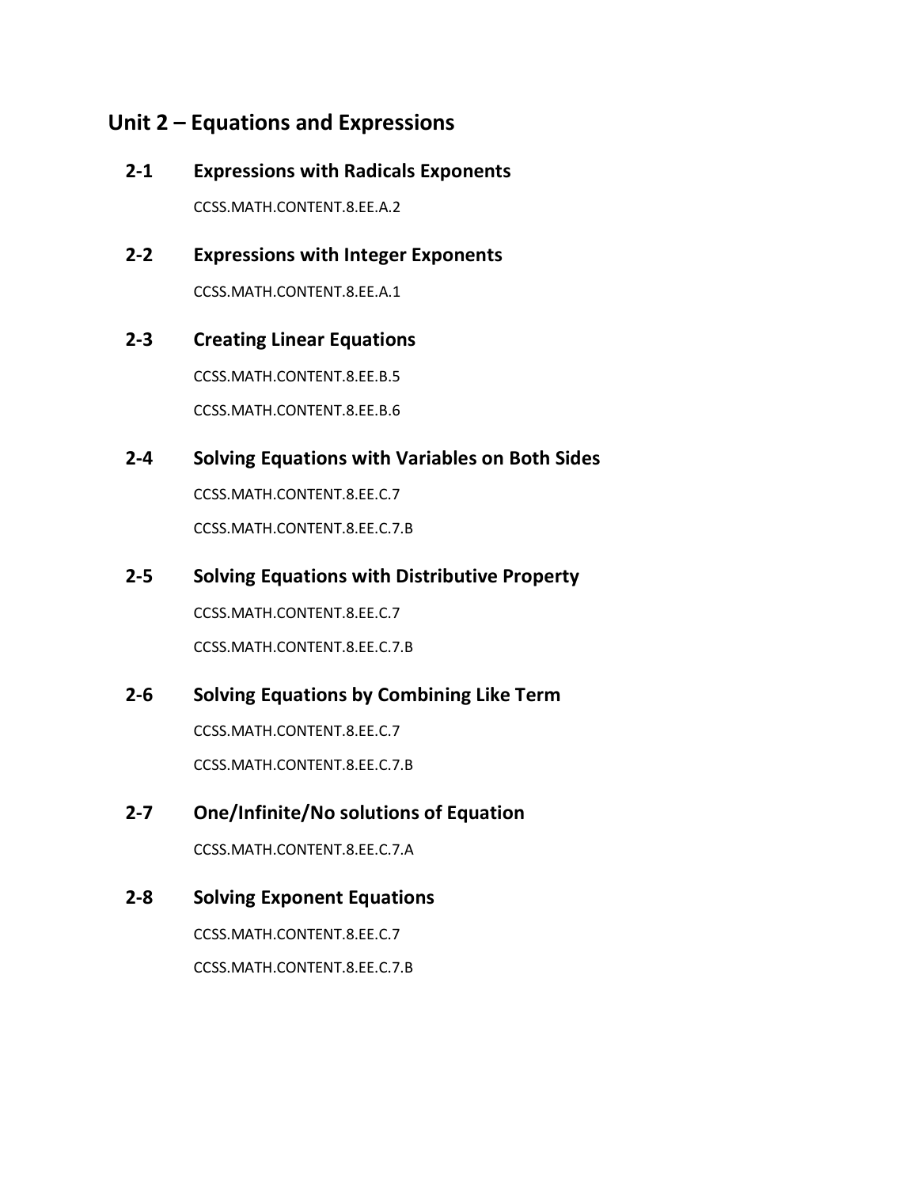# Unit 2 – Equations and Expressions

## 2-1 Expressions with Radicals Exponents

CCSS.MATH.CONTENT.8.EE.A.2

## 2-2 Expressions with Integer Exponents

CCSS.MATH.CONTENT.8.EE.A.1

## 2-3 Creating Linear Equations

CCSS.MATH.CONTENT.8.EE.B.5

CCSS.MATH.CONTENT.8.EE.B.6

## 2-4 Solving Equations with Variables on Both Sides

CCSS.MATH.CONTENT.8.EE.C.7

CCSS.MATH.CONTENT.8.EE.C.7.B

## 2-5 Solving Equations with Distributive Property

CCSS.MATH.CONTENT.8.EE.C.7

CCSS.MATH.CONTENT.8.EE.C.7.B

## 2-6 Solving Equations by Combining Like Term

CCSS.MATH.CONTENT.8.EE.C.7

CCSS.MATH.CONTENT.8.EE.C.7.B

## 2-7 One/Infinite/No solutions of Equation

CCSS.MATH.CONTENT.8.EE.C.7.A

## 2-8 Solving Exponent Equations

CCSS.MATH.CONTENT.8.EE.C.7

CCSS.MATH.CONTENT.8.EE.C.7.B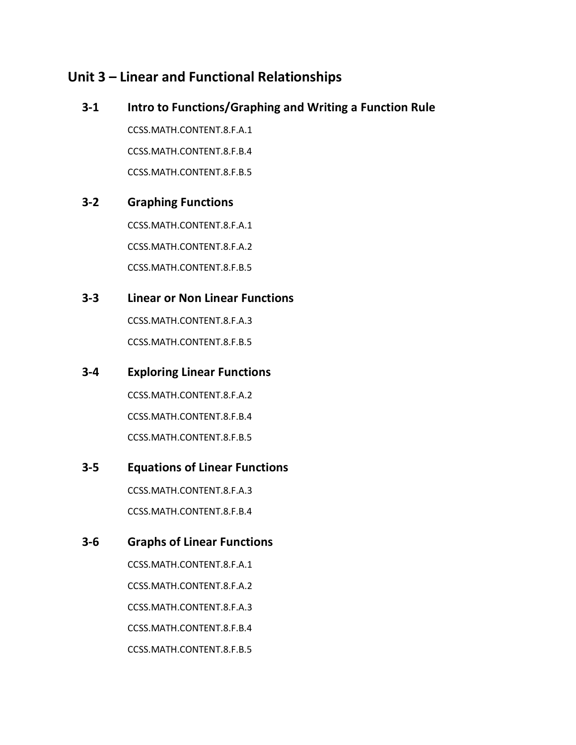## Unit 3 – Linear and Functional Relationships

### 3-1 Intro to Functions/Graphing and Writing a Function Rule

CCSS.MATH.CONTENT.8.F.A.1

CCSS.MATH.CONTENT.8.F.B.4

CCSS.MATH.CONTENT.8.F.B.5

### 3-2 Graphing Functions

CCSS.MATH.CONTENT.8.F.A.1

CCSS.MATH.CONTENT.8.F.A.2

CCSS.MATH.CONTENT.8.F.B.5

### 3-3 Linear or Non Linear Functions

CCSS.MATH.CONTENT.8.F.A.3

CCSS.MATH.CONTENT.8.F.B.5

### 3-4 Exploring Linear Functions

CCSS.MATH.CONTENT.8.F.A.2

CCSS.MATH.CONTENT.8.F.B.4

CCSS.MATH.CONTENT.8.F.B.5

### 3-5 Equations of Linear Functions

CCSS.MATH.CONTENT.8.F.A.3

CCSS.MATH.CONTENT.8.F.B.4

### 3-6 Graphs of Linear Functions

CCSS.MATH.CONTENT.8.F.A.1

CCSS.MATH.CONTENT.8.F.A.2

CCSS.MATH.CONTENT.8.F.A.3

CCSS.MATH.CONTENT.8.F.B.4

CCSS.MATH.CONTENT.8.F.B.5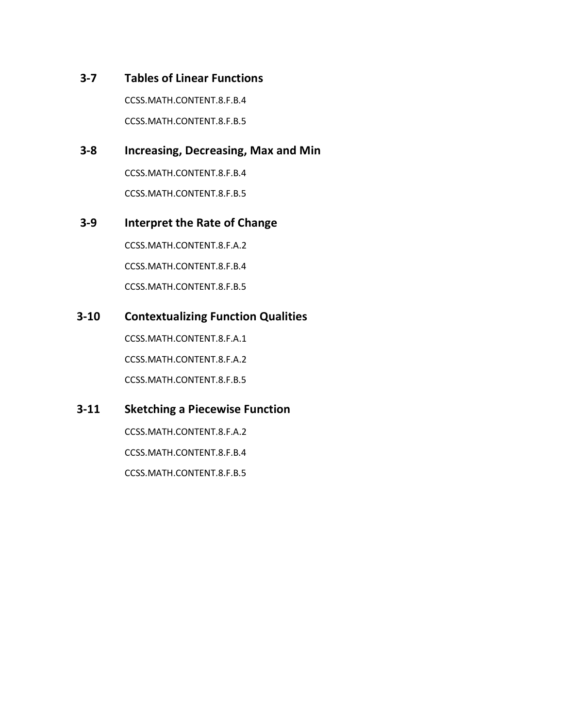### 3-7 Tables of Linear Functions

CCSS.MATH.CONTENT.8.F.B.4

CCSS.MATH.CONTENT.8.F.B.5

### 3-8 Increasing, Decreasing, Max and Min

CCSS.MATH.CONTENT.8.F.B.4

CCSS.MATH.CONTENT.8.F.B.5

### 3-9 Interpret the Rate of Change

CCSS.MATH.CONTENT.8.F.A.2

CCSS.MATH.CONTENT.8.F.B.4

CCSS.MATH.CONTENT.8.F.B.5

### 3-10 Contextualizing Function Qualities

CCSS.MATH.CONTENT.8.F.A.1

CCSS.MATH.CONTENT.8.F.A.2

CCSS.MATH.CONTENT.8.F.B.5

### 3-11 Sketching a Piecewise Function

CCSS.MATH.CONTENT.8.F.A.2

CCSS.MATH.CONTENT.8.F.B.4

CCSS.MATH.CONTENT.8.F.B.5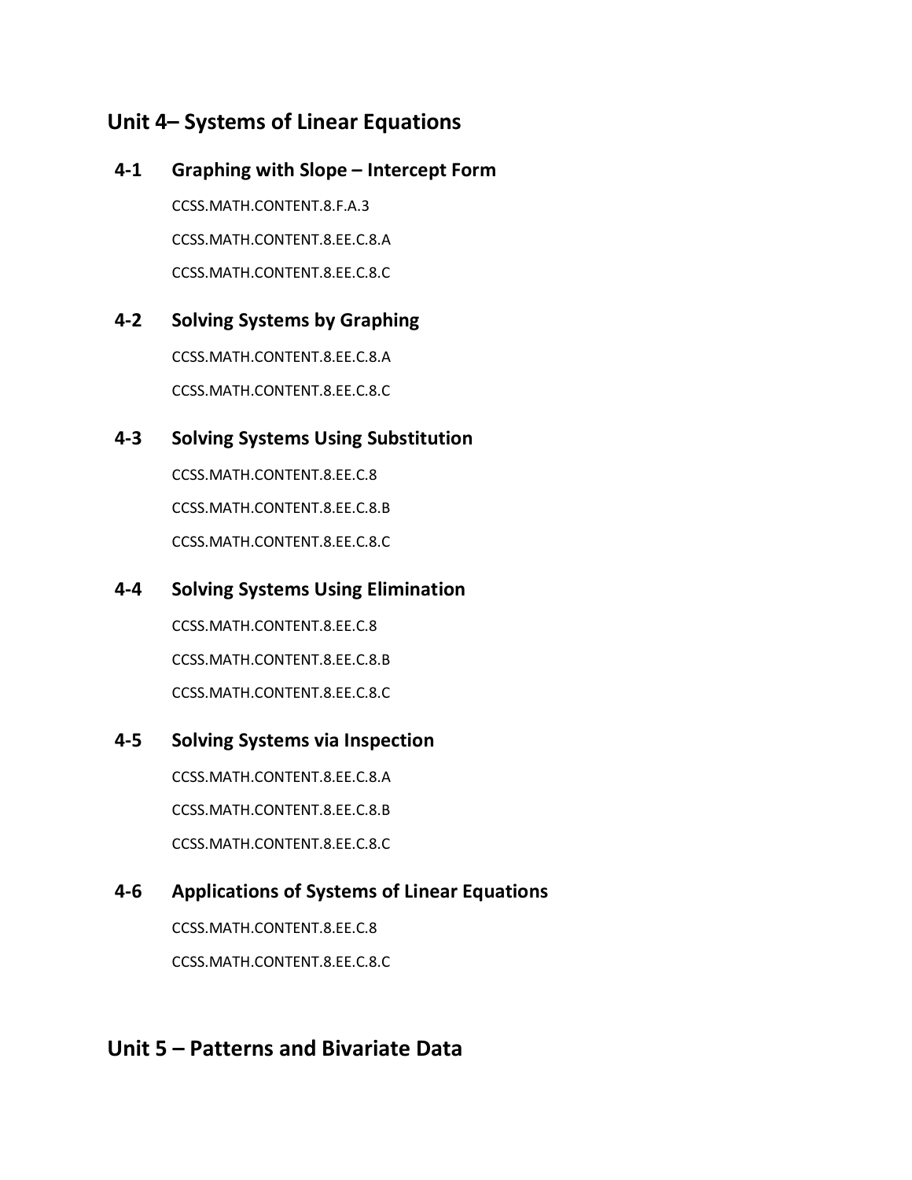## Unit 4– Systems of Linear Equations

### 4-1 Graphing with Slope – Intercept Form

CCSS.MATH.CONTENT.8.F.A.3

CCSS.MATH.CONTENT.8.EE.C.8.A

CCSS.MATH.CONTENT.8.EE.C.8.C

### 4-2 Solving Systems by Graphing

CCSS.MATH.CONTENT.8.EE.C.8.A

CCSS.MATH.CONTENT.8.EE.C.8.C

### 4-3 Solving Systems Using Substitution

CCSS.MATH.CONTENT.8.EE.C.8

CCSS.MATH.CONTENT.8.EE.C.8.B

CCSS.MATH.CONTENT.8.EE.C.8.C

### 4-4 Solving Systems Using Elimination

CCSS.MATH.CONTENT.8.EE.C.8

CCSS.MATH.CONTENT.8.EE.C.8.B

CCSS.MATH.CONTENT.8.EE.C.8.C

### 4-5 Solving Systems via Inspection

CCSS.MATH.CONTENT.8.EE.C.8.A

CCSS.MATH.CONTENT.8.EE.C.8.B

CCSS.MATH.CONTENT.8.EE.C.8.C

### 4-6 Applications of Systems of Linear Equations

CCSS.MATH.CONTENT.8.EE.C.8

CCSS.MATH.CONTENT.8.EE.C.8.C

## Unit 5 – Patterns and Bivariate Data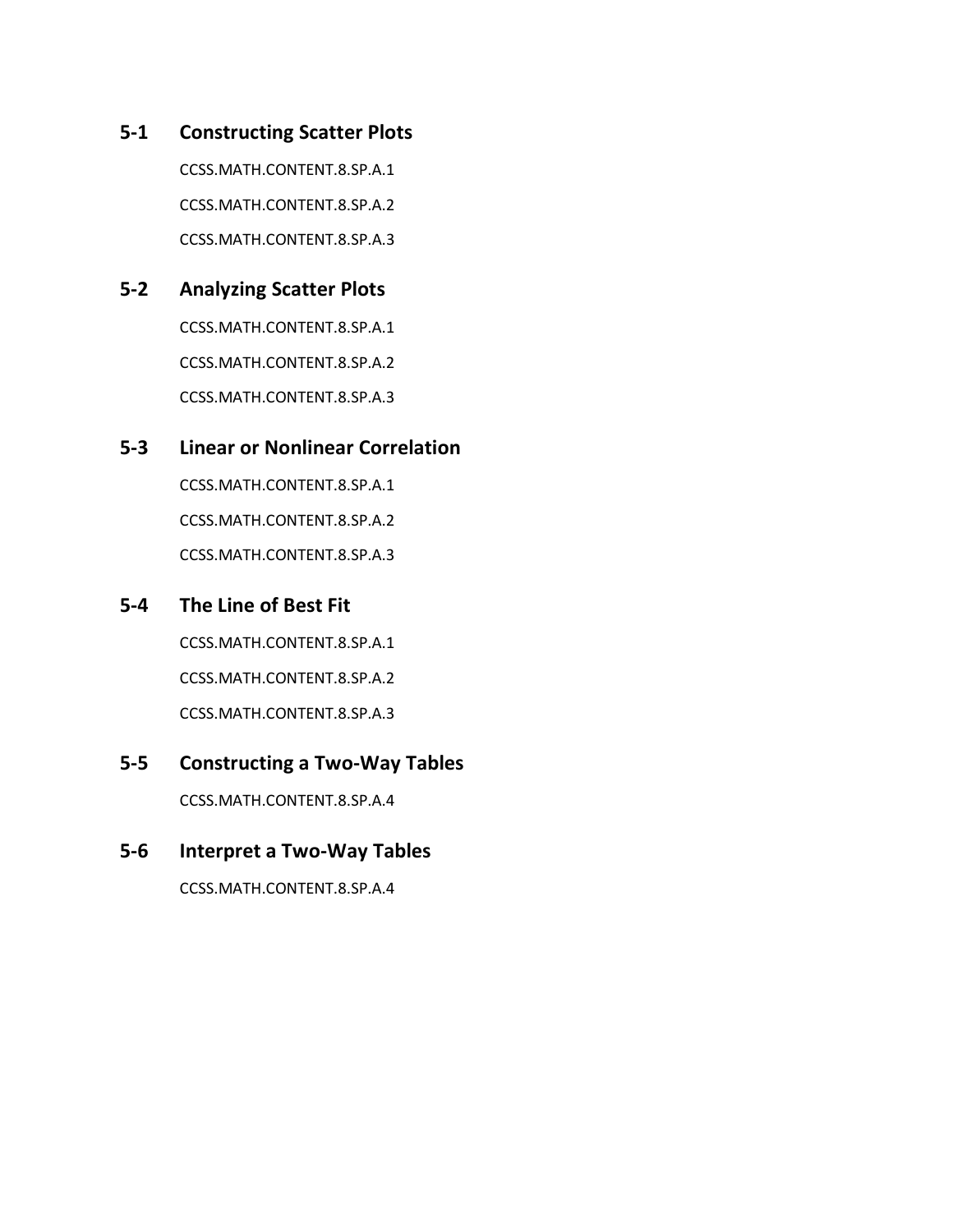## 5-1 Constructing Scatter Plots

CCSS.MATH.CONTENT.8.SP.A.1

CCSS.MATH.CONTENT.8.SP.A.2

CCSS.MATH.CONTENT.8.SP.A.3

## 5-2 Analyzing Scatter Plots

CCSS.MATH.CONTENT.8.SP.A.1

CCSS.MATH.CONTENT.8.SP.A.2

CCSS.MATH.CONTENT.8.SP.A.3

## 5-3 Linear or Nonlinear Correlation

CCSS.MATH.CONTENT.8.SP.A.1

CCSS.MATH.CONTENT.8.SP.A.2

CCSS.MATH.CONTENT.8.SP.A.3

## 5-4 The Line of Best Fit

CCSS.MATH.CONTENT.8.SP.A.1

CCSS.MATH.CONTENT.8.SP.A.2

CCSS.MATH.CONTENT.8.SP.A.3

## 5-5 Constructing a Two-Way Tables

CCSS.MATH.CONTENT.8.SP.A.4

## 5-6 Interpret a Two-Way Tables

CCSS.MATH.CONTENT.8.SP.A.4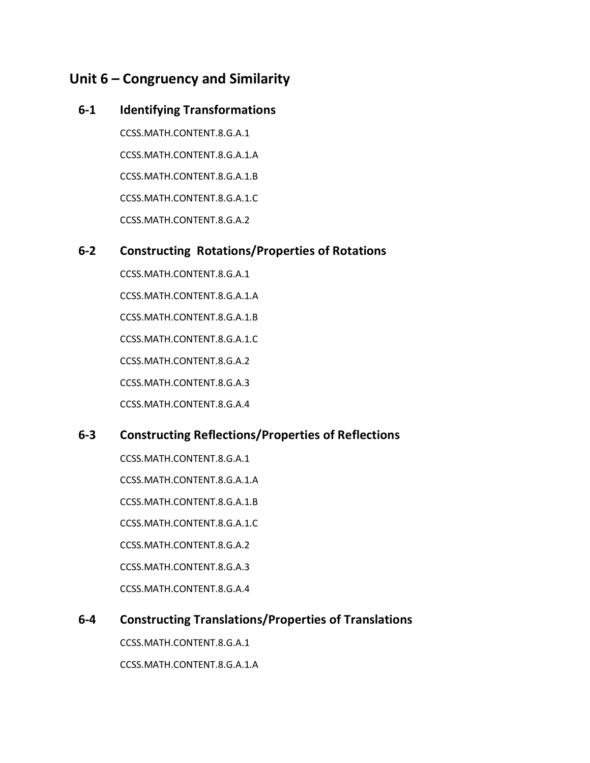## Unit 6 – Congruency and Similarity

### 6-1 Identifying Transformations

CCSS.MATH.CONTENT.8.G.A.1

CCSS.MATH.CONTENT.8.G.A.1.A

CCSS.MATH.CONTENT.8.G.A.1.B

CCSS.MATH.CONTENT.8.G.A.1.C

CCSS.MATH.CONTENT.8.G.A.2

### 6-2 Constructing Rotations/Properties of Rotations

CCSS.MATH.CONTENT.8.G.A.1

CCSS.MATH.CONTENT.8.G.A.1.A

CCSS.MATH.CONTENT.8.G.A.1.B

CCSS.MATH.CONTENT.8.G.A.1.C

CCSS.MATH.CONTENT.8.G.A.2

CCSS.MATH.CONTENT.8.G.A.3

CCSS.MATH.CONTENT.8.G.A.4

### 6-3 Constructing Reflections/Properties of Reflections

CCSS.MATH.CONTENT.8.G.A.1

CCSS.MATH.CONTENT.8.G.A.1.A

CCSS.MATH.CONTENT.8.G.A.1.B

CCSS.MATH.CONTENT.8.G.A.1.C

CCSS.MATH.CONTENT.8.G.A.2

CCSS.MATH.CONTENT.8.G.A.3

CCSS.MATH.CONTENT.8.G.A.4

### 6-4 Constructing Translations/Properties of Translations

CCSS.MATH.CONTENT.8.G.A.1

CCSS.MATH.CONTENT.8.G.A.1.A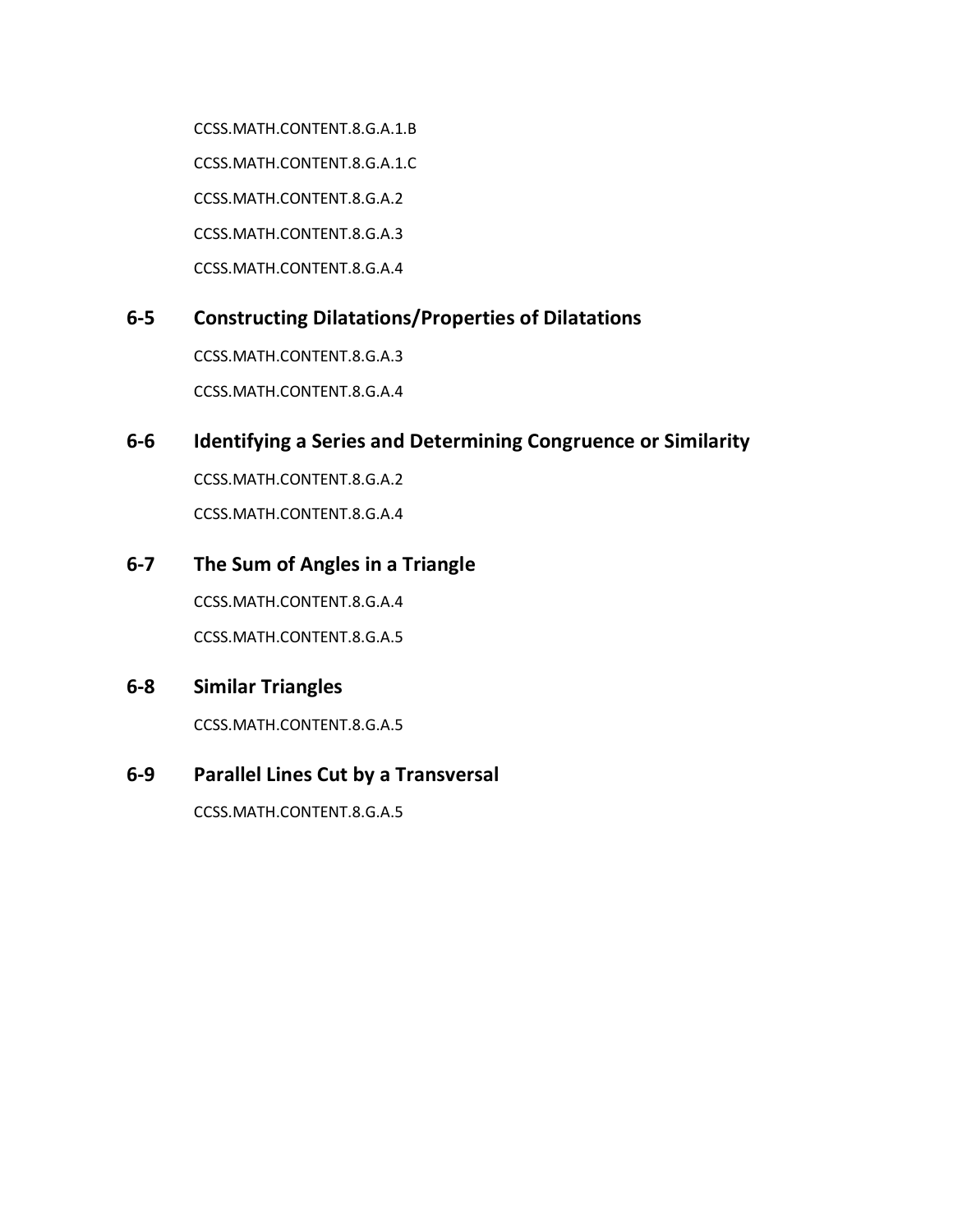CCSS.MATH.CONTENT.8.G.A.1.B

CCSS.MATH.CONTENT.8.G.A.1.C

CCSS.MATH.CONTENT.8.G.A.2

CCSS.MATH.CONTENT.8.G.A.3

CCSS.MATH.CONTENT.8.G.A.4

## 6-5 Constructing Dilatations/Properties of Dilatations

CCSS.MATH.CONTENT.8.G.A.3

CCSS.MATH.CONTENT.8.G.A.4

## 6-6 Identifying a Series and Determining Congruence or Similarity

CCSS.MATH.CONTENT.8.G.A.2

CCSS.MATH.CONTENT.8.G.A.4

## 6-7 The Sum of Angles in a Triangle

CCSS.MATH.CONTENT.8.G.A.4

CCSS.MATH.CONTENT.8.G.A.5

## 6-8 Similar Triangles

CCSS.MATH.CONTENT.8.G.A.5

## 6-9 Parallel Lines Cut by a Transversal

CCSS.MATH.CONTENT.8.G.A.5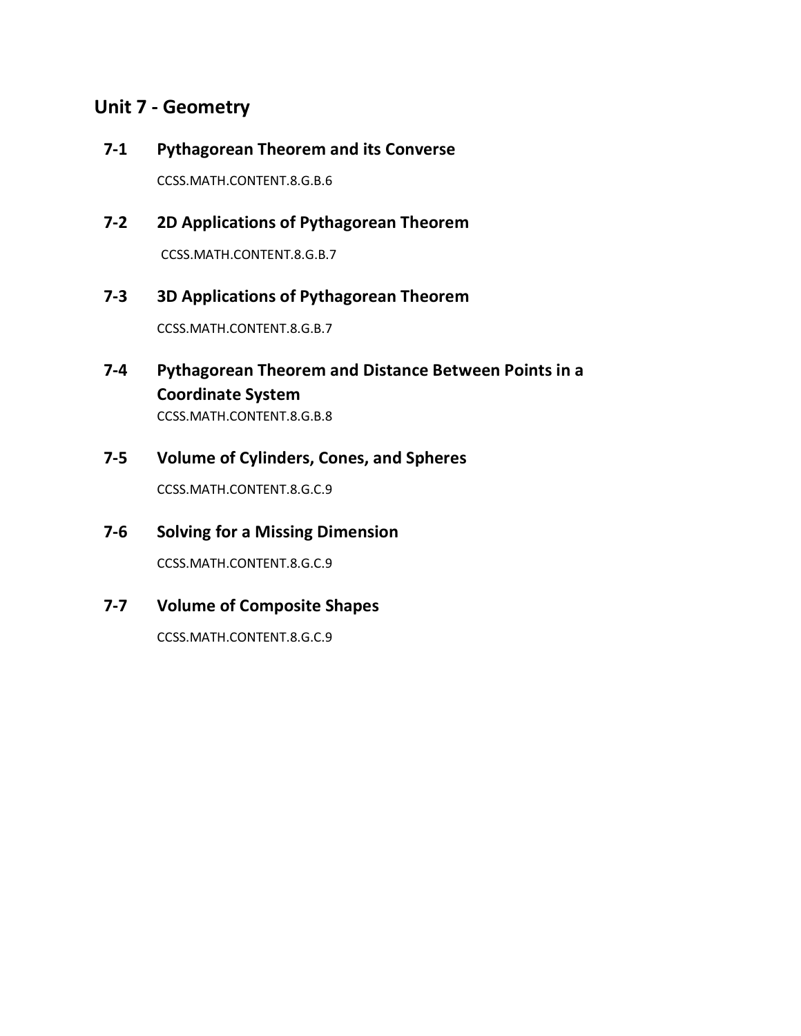## Unit 7 - Geometry

### 7-1 Pythagorean Theorem and its Converse

CCSS.MATH.CONTENT.8.G.B.6

### 7-2 2D Applications of Pythagorean Theorem

CCSS.MATH.CONTENT.8.G.B.7

### 7-3 3D Applications of Pythagorean Theorem

CCSS.MATH.CONTENT.8.G.B.7

### 7-4 Pythagorean Theorem and Distance Between Points in a Coordinate System

CCSS.MATH.CONTENT.8.G.B.8

### 7-5 Volume of Cylinders, Cones, and Spheres

CCSS.MATH.CONTENT.8.G.C.9

### 7-6 Solving for a Missing Dimension

CCSS.MATH.CONTENT.8.G.C.9

### 7-7 Volume of Composite Shapes

CCSS.MATH.CONTENT.8.G.C.9